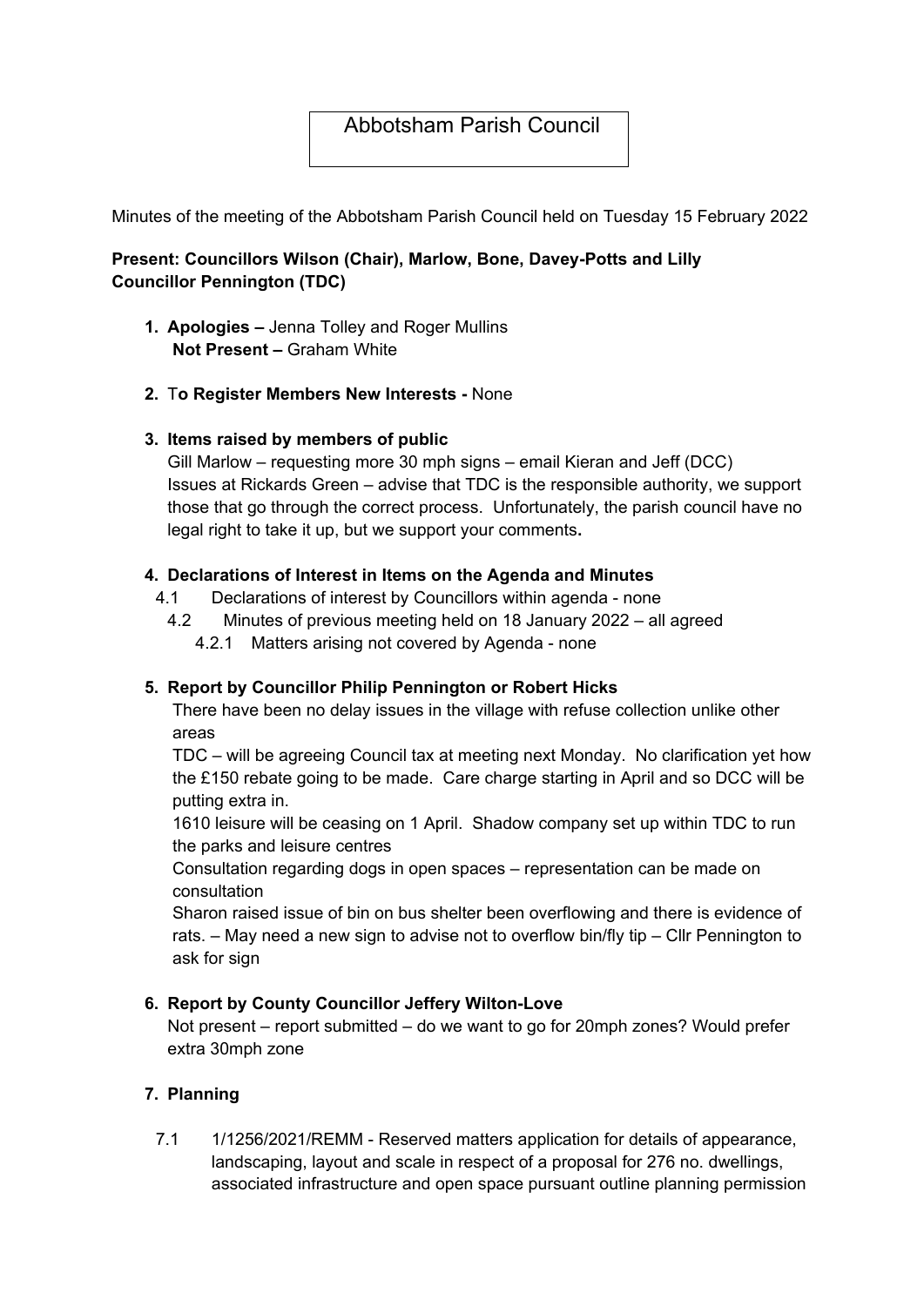# Abbotsham Parish Council

Minutes of the meeting of the Abbotsham Parish Council held on Tuesday 15 February 2022

**Present: Councillors Wilson (Chair), Marlow, Bone, Davey-Potts and Lilly**
**Councillor Pennington (TDC)**

1. **Apologies –** Jenna Tolley and Roger Mullins
   **Not Present –** Graham White

2. T**o Register Members New Interests -** None

3. **Items raised by members of public**
   Gill Marlow – requesting more 30 mph signs – email Kieran and Jeff (DCC)
   Issues at Rickards Green – advise that TDC is the responsible authority, we support those that go through the correct process. Unfortunately, the parish council have no legal right to take it up, but we support your comments**.**

4. **Declarations of Interest in Items on the Agenda and Minutes**
   - 4.1 Declarations of interest by Councillors within agenda - none
   - 4.2 Minutes of previous meeting held on 18 January 2022 – all agreed
     - 4.2.1 Matters arising not covered by Agenda - none

5. **Report by Councillor Philip Pennington or Robert Hicks**
   There have been no delay issues in the village with refuse collection unlike other areas
   TDC – will be agreeing Council tax at meeting next Monday. No clarification yet how the £150 rebate going to be made. Care charge starting in April and so DCC will be putting extra in.
   1610 leisure will be ceasing on 1 April. Shadow company set up within TDC to run the parks and leisure centres
   Consultation regarding dogs in open spaces – representation can be made on consultation
   Sharon raised issue of bin on bus shelter been overflowing and there is evidence of rats. – May need a new sign to advise not to overflow bin/fly tip – Cllr Pennington to ask for sign

6. **Report by County Councillor Jeffery Wilton-Love**
   Not present – report submitted – do we want to go for 20mph zones? Would prefer extra 30mph zone

7. **Planning**
   - 7.1 1/1256/2021/REMM - Reserved matters application for details of appearance, landscaping, layout and scale in respect of a proposal for 276 no. dwellings, associated infrastructure and open space pursuant outline planning permission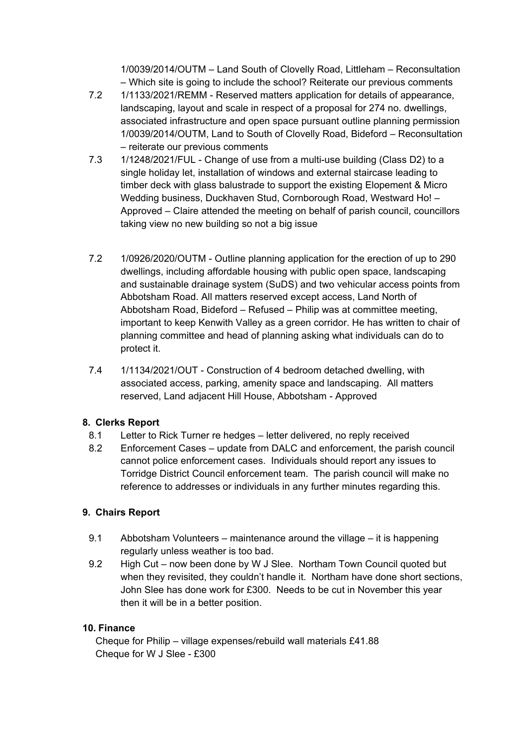1/0039/2014/OUTM – Land South of Clovelly Road, Littleham – Reconsultation – Which site is going to include the school? Reiterate our previous comments

7.2 1/1133/2021/REMM - Reserved matters application for details of appearance, landscaping, layout and scale in respect of a proposal for 274 no. dwellings, associated infrastructure and open space pursuant outline planning permission 1/0039/2014/OUTM, Land to South of Clovelly Road, Bideford – Reconsultation – reiterate our previous comments

7.3 1/1248/2021/FUL - Change of use from a multi-use building (Class D2) to a single holiday let, installation of windows and external staircase leading to timber deck with glass balustrade to support the existing Elopement & Micro Wedding business, Duckhaven Stud, Cornborough Road, Westward Ho! – Approved – Claire attended the meeting on behalf of parish council, councillors taking view no new building so not a big issue

7.2 1/0926/2020/OUTM - Outline planning application for the erection of up to 290 dwellings, including affordable housing with public open space, landscaping and sustainable drainage system (SuDS) and two vehicular access points from Abbotsham Road. All matters reserved except access, Land North of Abbotsham Road, Bideford – Refused – Philip was at committee meeting, important to keep Kenwith Valley as a green corridor. He has written to chair of planning committee and head of planning asking what individuals can do to protect it.

7.4 1/1134/2021/OUT - Construction of 4 bedroom detached dwelling, with associated access, parking, amenity space and landscaping. All matters reserved, Land adjacent Hill House, Abbotsham - Approved

**8. Clerks Report**

8.1 Letter to Rick Turner re hedges – letter delivered, no reply received

8.2 Enforcement Cases – update from DALC and enforcement, the parish council cannot police enforcement cases. Individuals should report any issues to Torridge District Council enforcement team. The parish council will make no reference to addresses or individuals in any further minutes regarding this.

**9. Chairs Report**

9.1 Abbotsham Volunteers – maintenance around the village – it is happening regularly unless weather is too bad.

9.2 High Cut – now been done by W J Slee. Northam Town Council quoted but when they revisited, they couldn't handle it. Northam have done short sections, John Slee has done work for £300. Needs to be cut in November this year then it will be in a better position.

**10. Finance**

Cheque for Philip – village expenses/rebuild wall materials £41.88
Cheque for W J Slee - £300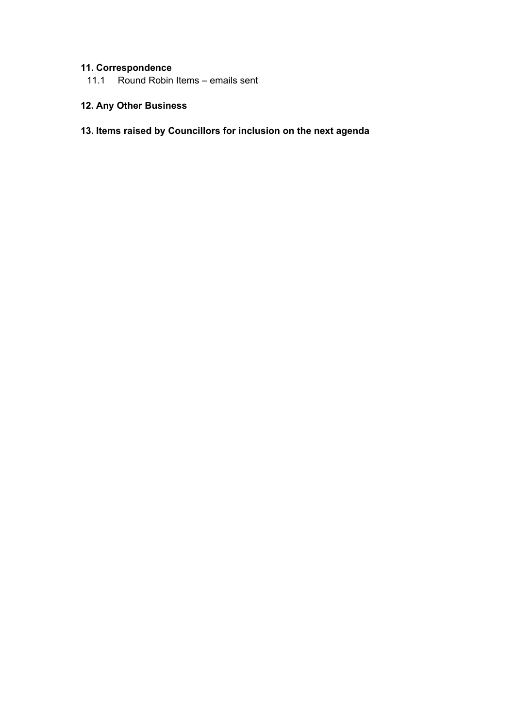**11. Correspondence**

11.1 Round Robin Items – emails sent

**12. Any Other Business**

**13. Items raised by Councillors for inclusion on the next agenda**